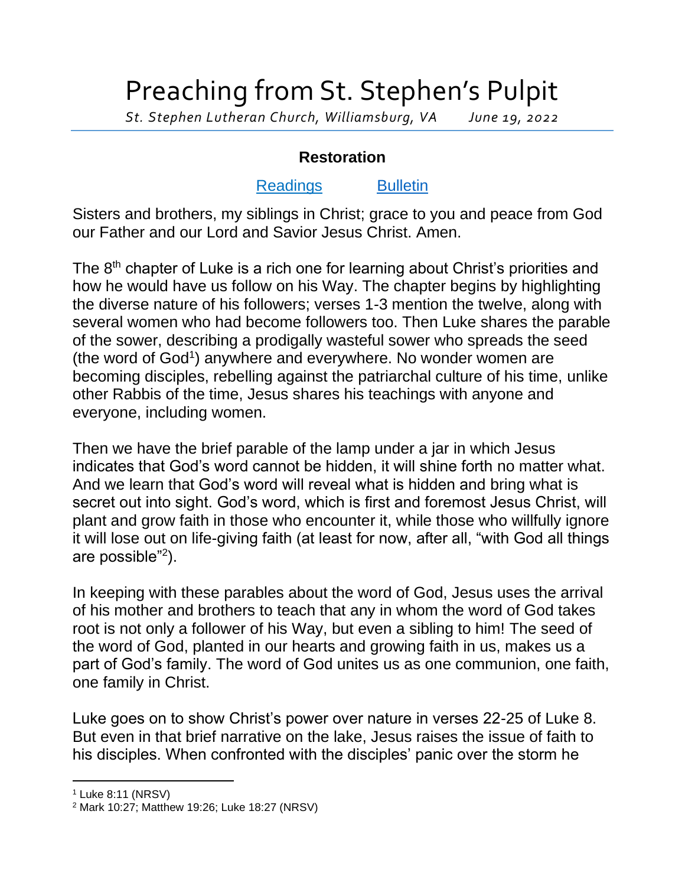# Preaching from St. Stephen's Pulpit

*St. Stephen Lutheran Church, Williamsburg, VA June 19, 2022*

## Restoration

[Readings] [Bulletin]

Sisters and brothers, my siblings in Christ; grace to you and peace from God our Father and our Lord and Savior Jesus Christ. Amen.

The 8th chapter of Luke is a rich one for learning about Christ's priorities and how he would have us follow on his Way. The chapter begins by highlighting the diverse nature of his followers; verses 1-3 mention the twelve, along with several women who had become followers too. Then Luke shares the parable of the sower, describing a prodigally wasteful sower who spreads the seed (the word of God[1]) anywhere and everywhere. No wonder women are becoming disciples, rebelling against the patriarchal culture of his time, unlike other Rabbis of the time, Jesus shares his teachings with anyone and everyone, including women.

Then we have the brief parable of the lamp under a jar in which Jesus indicates that God's word cannot be hidden, it will shine forth no matter what. And we learn that God's word will reveal what is hidden and bring what is secret out into sight. God's word, which is first and foremost Jesus Christ, will plant and grow faith in those who encounter it, while those who willfully ignore it will lose out on life-giving faith (at least for now, after all, "with God all things are possible"[2]).

In keeping with these parables about the word of God, Jesus uses the arrival of his mother and brothers to teach that any in whom the word of God takes root is not only a follower of his Way, but even a sibling to him! The seed of the word of God, planted in our hearts and growing faith in us, makes us a part of God's family. The word of God unites us as one communion, one faith, one family in Christ.

Luke goes on to show Christ's power over nature in verses 22-25 of Luke 8. But even in that brief narrative on the lake, Jesus raises the issue of faith to his disciples. When confronted with the disciples' panic over the storm he

---

[1] Luke 8:11 (NRSV)

[2] Mark 10:27; Matthew 19:26; Luke 18:27 (NRSV)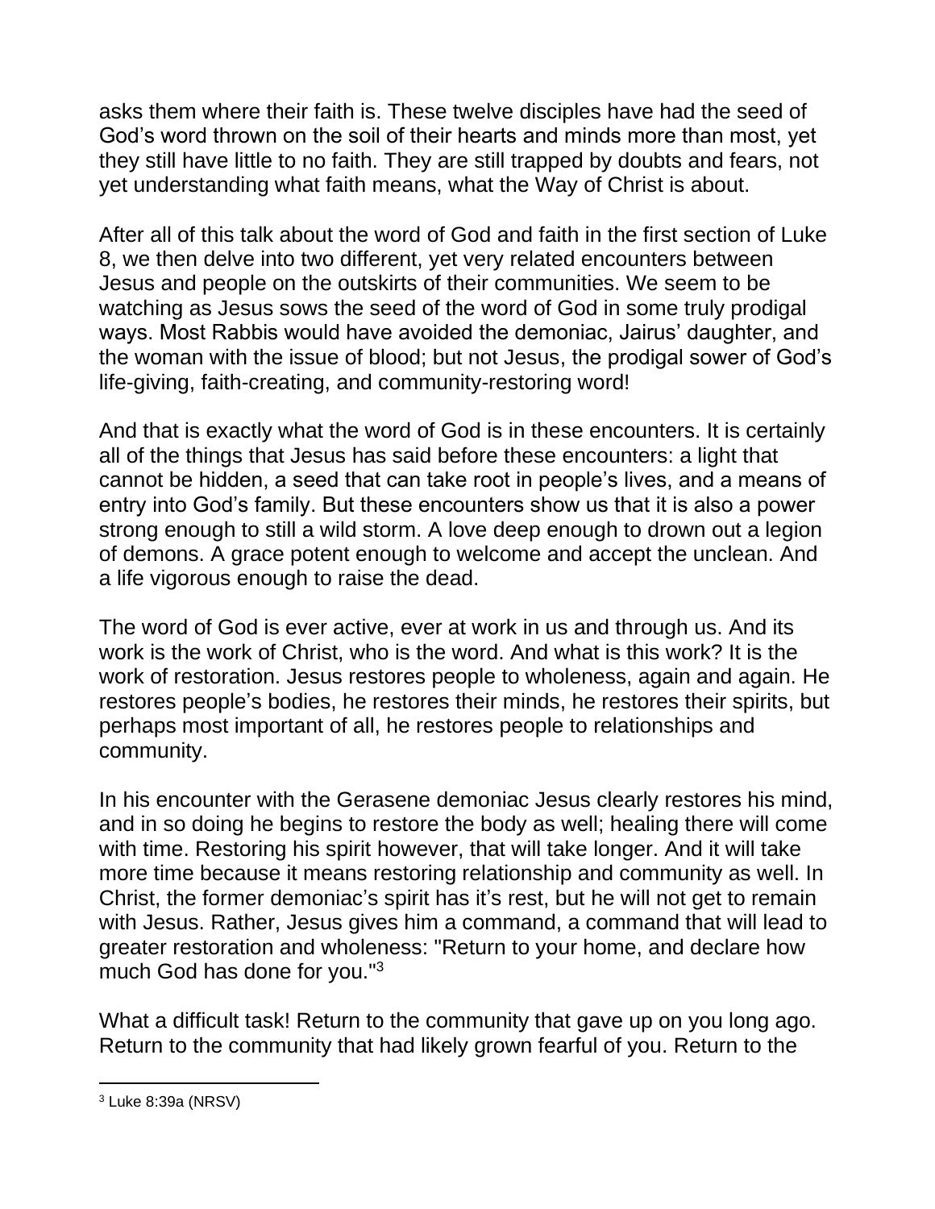asks them where their faith is. These twelve disciples have had the seed of God's word thrown on the soil of their hearts and minds more than most, yet they still have little to no faith. They are still trapped by doubts and fears, not yet understanding what faith means, what the Way of Christ is about.

After all of this talk about the word of God and faith in the first section of Luke 8, we then delve into two different, yet very related encounters between Jesus and people on the outskirts of their communities. We seem to be watching as Jesus sows the seed of the word of God in some truly prodigal ways. Most Rabbis would have avoided the demoniac, Jairus' daughter, and the woman with the issue of blood; but not Jesus, the prodigal sower of God's life-giving, faith-creating, and community-restoring word!

And that is exactly what the word of God is in these encounters. It is certainly all of the things that Jesus has said before these encounters: a light that cannot be hidden, a seed that can take root in people's lives, and a means of entry into God's family. But these encounters show us that it is also a power strong enough to still a wild storm. A love deep enough to drown out a legion of demons. A grace potent enough to welcome and accept the unclean. And a life vigorous enough to raise the dead.

The word of God is ever active, ever at work in us and through us. And its work is the work of Christ, who is the word. And what is this work? It is the work of restoration. Jesus restores people to wholeness, again and again. He restores people's bodies, he restores their minds, he restores their spirits, but perhaps most important of all, he restores people to relationships and community.

In his encounter with the Gerasene demoniac Jesus clearly restores his mind, and in so doing he begins to restore the body as well; healing there will come with time. Restoring his spirit however, that will take longer. And it will take more time because it means restoring relationship and community as well. In Christ, the former demoniac's spirit has it's rest, but he will not get to remain with Jesus. Rather, Jesus gives him a command, a command that will lead to greater restoration and wholeness: "Return to your home, and declare how much God has done for you."[3]

What a difficult task! Return to the community that gave up on you long ago. Return to the community that had likely grown fearful of you. Return to the

[3] Luke 8:39a (NRSV)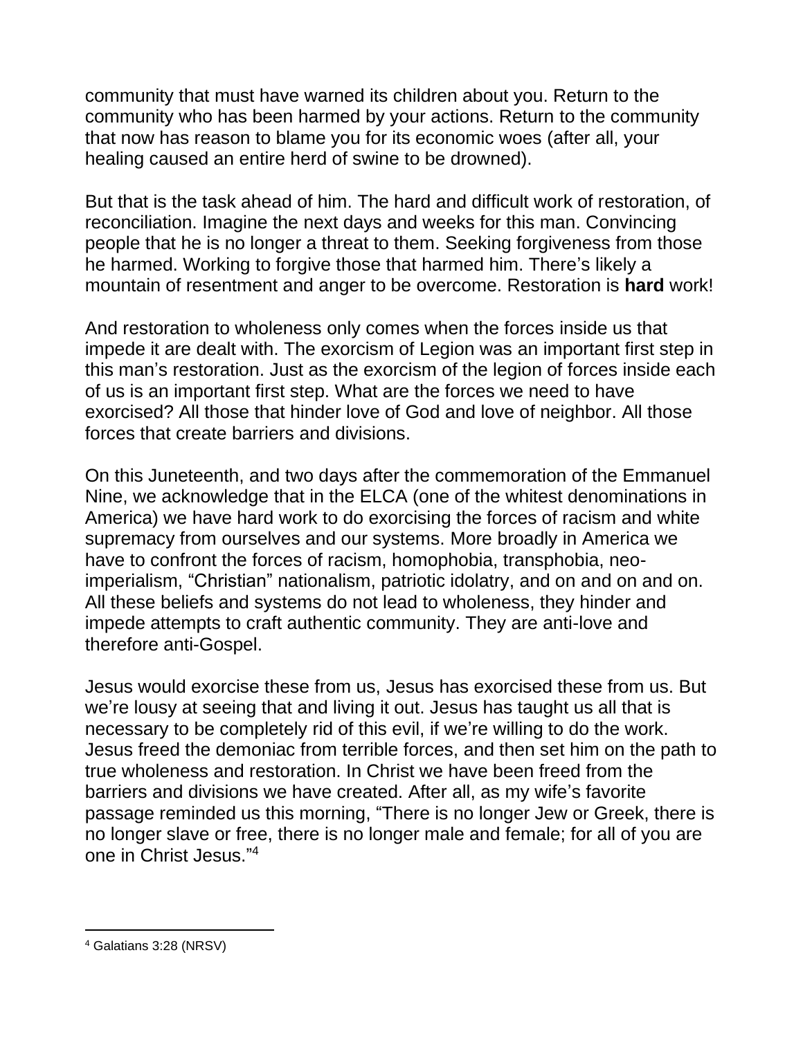community that must have warned its children about you. Return to the community who has been harmed by your actions. Return to the community that now has reason to blame you for its economic woes (after all, your healing caused an entire herd of swine to be drowned).

But that is the task ahead of him. The hard and difficult work of restoration, of reconciliation. Imagine the next days and weeks for this man. Convincing people that he is no longer a threat to them. Seeking forgiveness from those he harmed. Working to forgive those that harmed him. There's likely a mountain of resentment and anger to be overcome. Restoration is **hard** work!

And restoration to wholeness only comes when the forces inside us that impede it are dealt with. The exorcism of Legion was an important first step in this man's restoration. Just as the exorcism of the legion of forces inside each of us is an important first step. What are the forces we need to have exorcised? All those that hinder love of God and love of neighbor. All those forces that create barriers and divisions.

On this Juneteenth, and two days after the commemoration of the Emmanuel Nine, we acknowledge that in the ELCA (one of the whitest denominations in America) we have hard work to do exorcising the forces of racism and white supremacy from ourselves and our systems. More broadly in America we have to confront the forces of racism, homophobia, transphobia, neo-imperialism, "Christian" nationalism, patriotic idolatry, and on and on and on. All these beliefs and systems do not lead to wholeness, they hinder and impede attempts to craft authentic community. They are anti-love and therefore anti-Gospel.

Jesus would exorcise these from us, Jesus has exorcised these from us. But we're lousy at seeing that and living it out. Jesus has taught us all that is necessary to be completely rid of this evil, if we're willing to do the work. Jesus freed the demoniac from terrible forces, and then set him on the path to true wholeness and restoration. In Christ we have been freed from the barriers and divisions we have created. After all, as my wife's favorite passage reminded us this morning, "There is no longer Jew or Greek, there is no longer slave or free, there is no longer male and female; for all of you are one in Christ Jesus."[4]

---

[4] Galatians 3:28 (NRSV)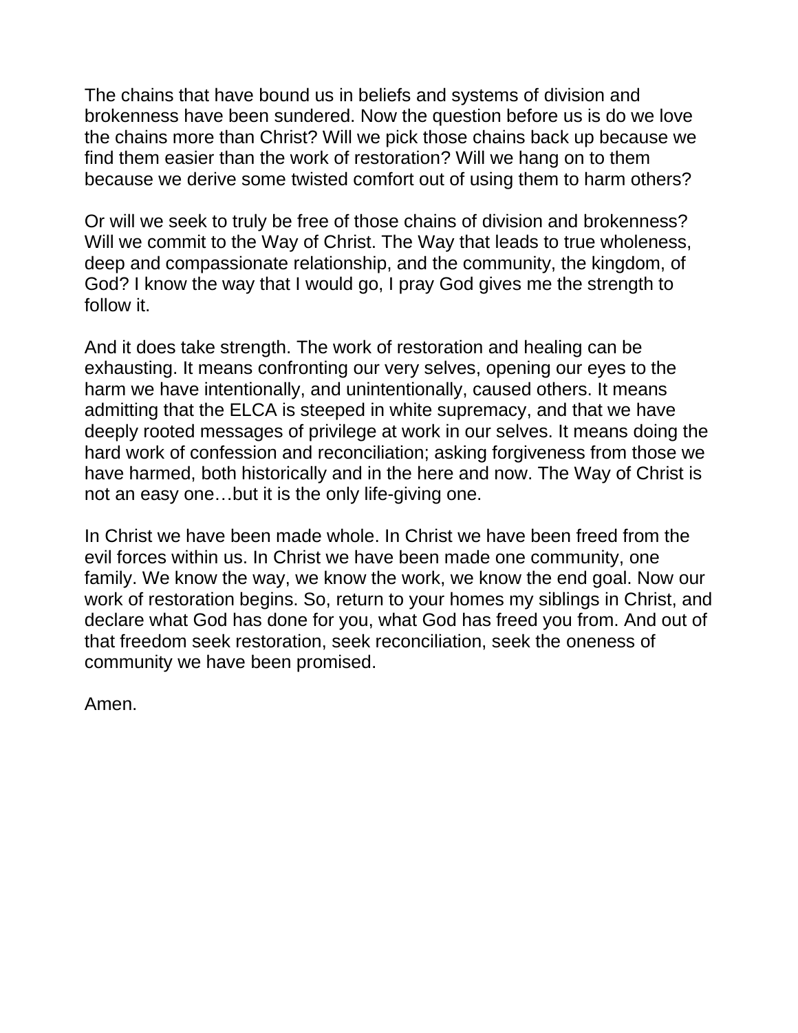The chains that have bound us in beliefs and systems of division and brokenness have been sundered. Now the question before us is do we love the chains more than Christ? Will we pick those chains back up because we find them easier than the work of restoration? Will we hang on to them because we derive some twisted comfort out of using them to harm others?

Or will we seek to truly be free of those chains of division and brokenness? Will we commit to the Way of Christ. The Way that leads to true wholeness, deep and compassionate relationship, and the community, the kingdom, of God? I know the way that I would go, I pray God gives me the strength to follow it.

And it does take strength. The work of restoration and healing can be exhausting. It means confronting our very selves, opening our eyes to the harm we have intentionally, and unintentionally, caused others. It means admitting that the ELCA is steeped in white supremacy, and that we have deeply rooted messages of privilege at work in our selves. It means doing the hard work of confession and reconciliation; asking forgiveness from those we have harmed, both historically and in the here and now. The Way of Christ is not an easy one…but it is the only life-giving one.

In Christ we have been made whole. In Christ we have been freed from the evil forces within us. In Christ we have been made one community, one family. We know the way, we know the work, we know the end goal. Now our work of restoration begins. So, return to your homes my siblings in Christ, and declare what God has done for you, what God has freed you from. And out of that freedom seek restoration, seek reconciliation, seek the oneness of community we have been promised.

Amen.